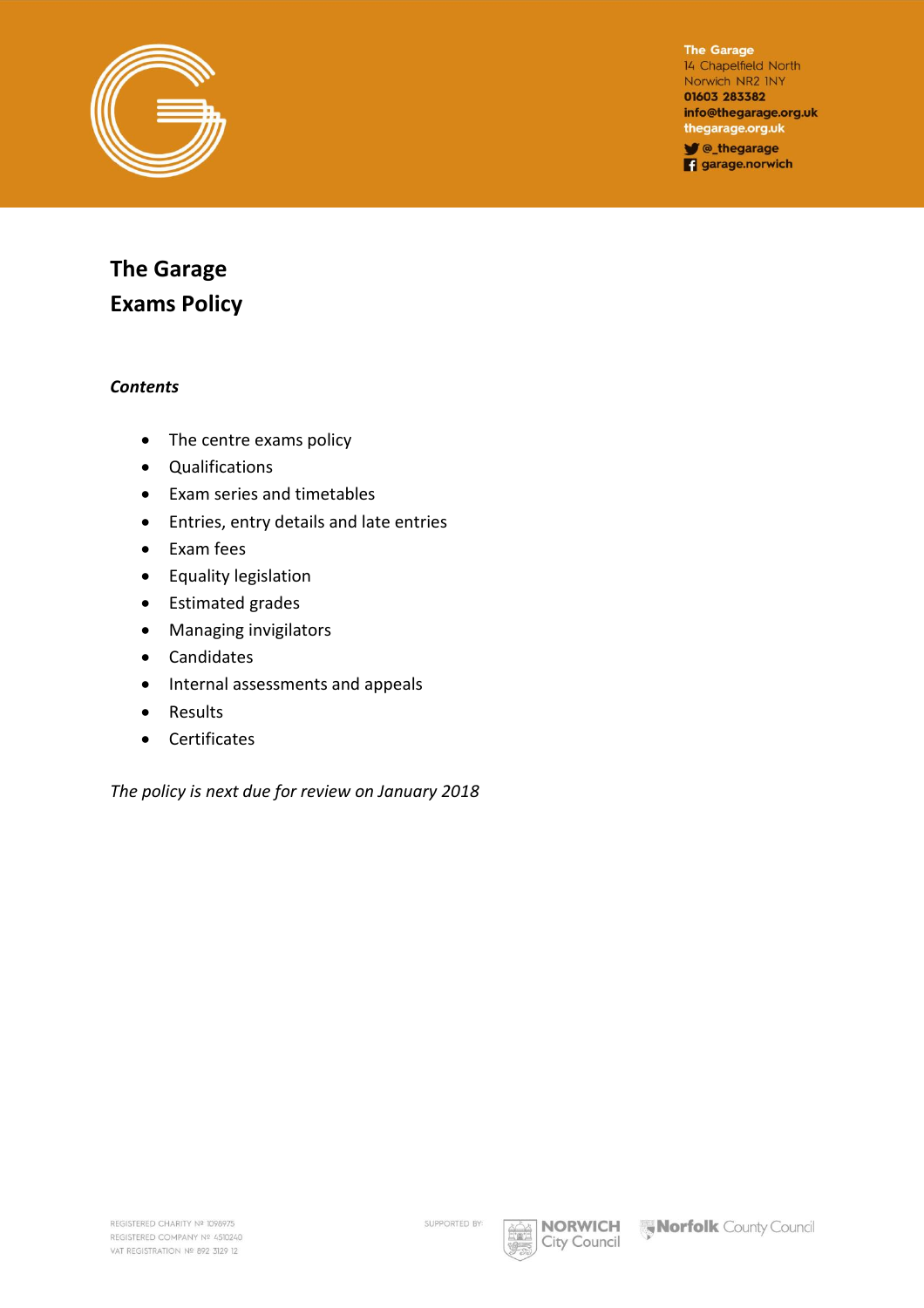The Garage
14 Chapelfield North
Norwich NR2 1NY
01603 283382
info@thegarage.org.uk
thegarage.org.uk
@_thegarage
garage.norwich

# The Garage
# Exams Policy

***Contents***

- The centre exams policy
- Qualifications
- Exam series and timetables
- Entries, entry details and late entries
- Exam fees
- Equality legislation
- Estimated grades
- Managing invigilators
- Candidates
- Internal assessments and appeals
- Results
- Certificates

*The policy is next due for review on January 2018*

REGISTERED CHARITY Nº 1098975
REGISTERED COMPANY Nº 4510240
VAT REGISTRATION Nº 892 3129 12

SUPPORTED BY: NORWICH City Council, Norfolk County Council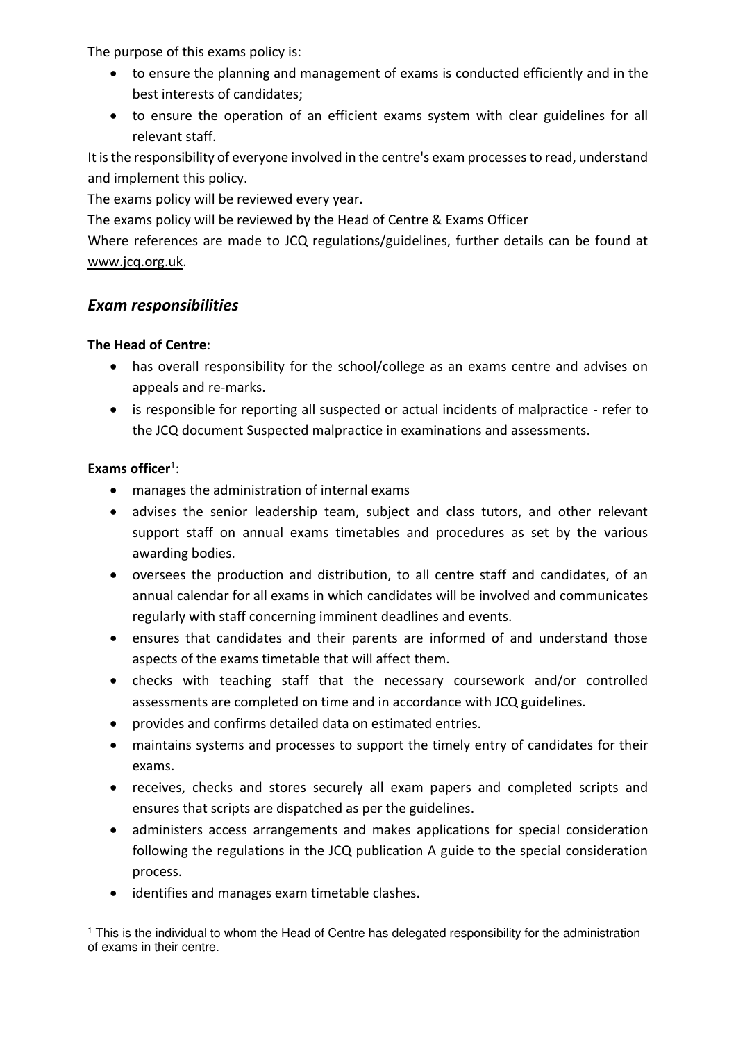The purpose of this exams policy is:

- to ensure the planning and management of exams is conducted efficiently and in the best interests of candidates;
- to ensure the operation of an efficient exams system with clear guidelines for all relevant staff.

It is the responsibility of everyone involved in the centre's exam processes to read, understand and implement this policy.

The exams policy will be reviewed every year.

The exams policy will be reviewed by the Head of Centre & Exams Officer

Where references are made to JCQ regulations/guidelines, further details can be found at www.jcq.org.uk.

## *Exam responsibilities*

**The Head of Centre**:

- has overall responsibility for the school/college as an exams centre and advises on appeals and re-marks.
- is responsible for reporting all suspected or actual incidents of malpractice - refer to the JCQ document Suspected malpractice in examinations and assessments.

**Exams officer**[1]:

- manages the administration of internal exams
- advises the senior leadership team, subject and class tutors, and other relevant support staff on annual exams timetables and procedures as set by the various awarding bodies.
- oversees the production and distribution, to all centre staff and candidates, of an annual calendar for all exams in which candidates will be involved and communicates regularly with staff concerning imminent deadlines and events.
- ensures that candidates and their parents are informed of and understand those aspects of the exams timetable that will affect them.
- checks with teaching staff that the necessary coursework and/or controlled assessments are completed on time and in accordance with JCQ guidelines.
- provides and confirms detailed data on estimated entries.
- maintains systems and processes to support the timely entry of candidates for their exams.
- receives, checks and stores securely all exam papers and completed scripts and ensures that scripts are dispatched as per the guidelines.
- administers access arrangements and makes applications for special consideration following the regulations in the JCQ publication A guide to the special consideration process.
- identifies and manages exam timetable clashes.

[1] This is the individual to whom the Head of Centre has delegated responsibility for the administration of exams in their centre.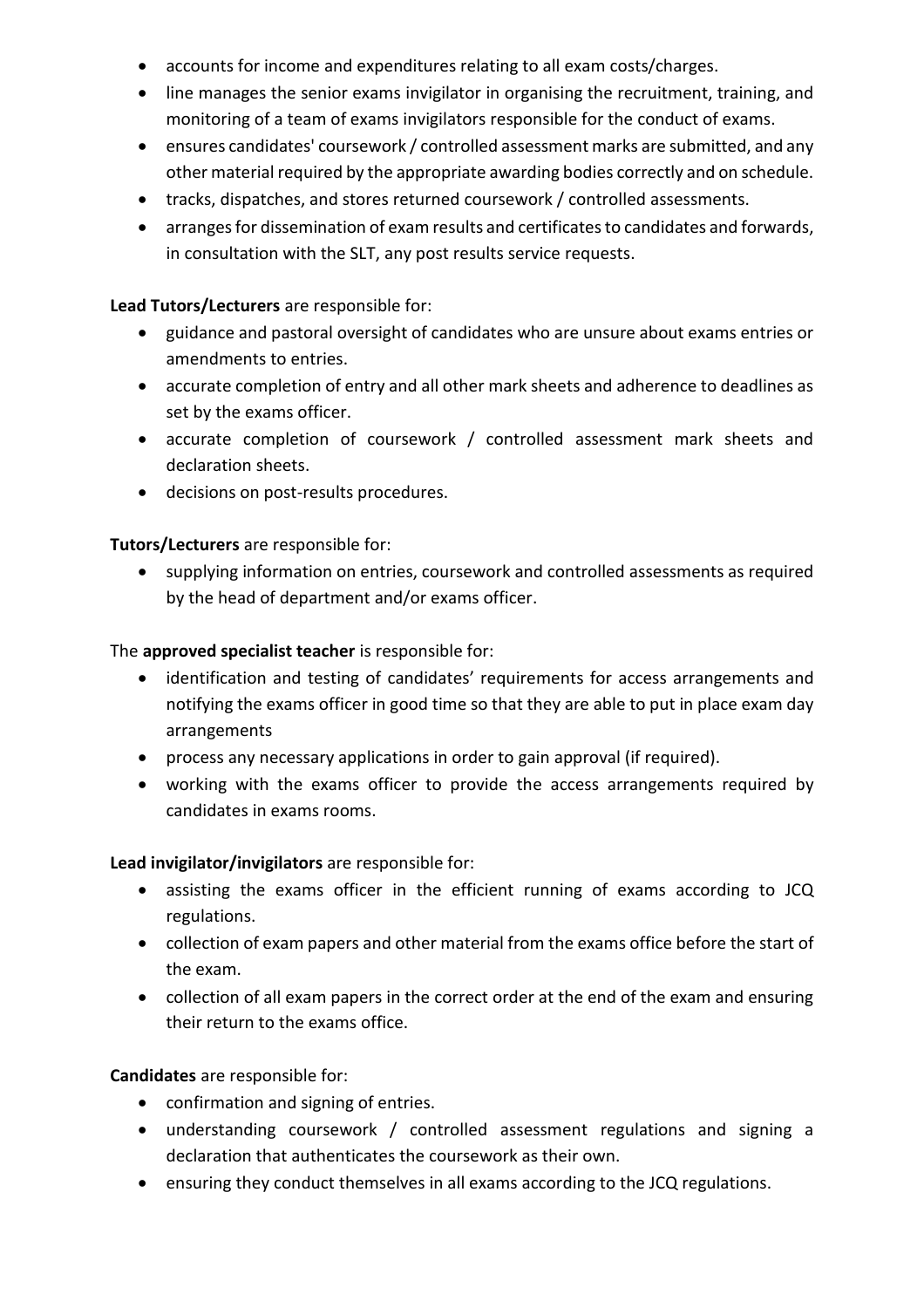- accounts for income and expenditures relating to all exam costs/charges.
- line manages the senior exams invigilator in organising the recruitment, training, and monitoring of a team of exams invigilators responsible for the conduct of exams.
- ensures candidates' coursework / controlled assessment marks are submitted, and any other material required by the appropriate awarding bodies correctly and on schedule.
- tracks, dispatches, and stores returned coursework / controlled assessments.
- arranges for dissemination of exam results and certificates to candidates and forwards, in consultation with the SLT, any post results service requests.

**Lead Tutors/Lecturers** are responsible for:

- guidance and pastoral oversight of candidates who are unsure about exams entries or amendments to entries.
- accurate completion of entry and all other mark sheets and adherence to deadlines as set by the exams officer.
- accurate completion of coursework / controlled assessment mark sheets and declaration sheets.
- decisions on post-results procedures.

**Tutors/Lecturers** are responsible for:

- supplying information on entries, coursework and controlled assessments as required by the head of department and/or exams officer.

The **approved specialist teacher** is responsible for:

- identification and testing of candidates' requirements for access arrangements and notifying the exams officer in good time so that they are able to put in place exam day arrangements
- process any necessary applications in order to gain approval (if required).
- working with the exams officer to provide the access arrangements required by candidates in exams rooms.

**Lead invigilator/invigilators** are responsible for:

- assisting the exams officer in the efficient running of exams according to JCQ regulations.
- collection of exam papers and other material from the exams office before the start of the exam.
- collection of all exam papers in the correct order at the end of the exam and ensuring their return to the exams office.

**Candidates** are responsible for:

- confirmation and signing of entries.
- understanding coursework / controlled assessment regulations and signing a declaration that authenticates the coursework as their own.
- ensuring they conduct themselves in all exams according to the JCQ regulations.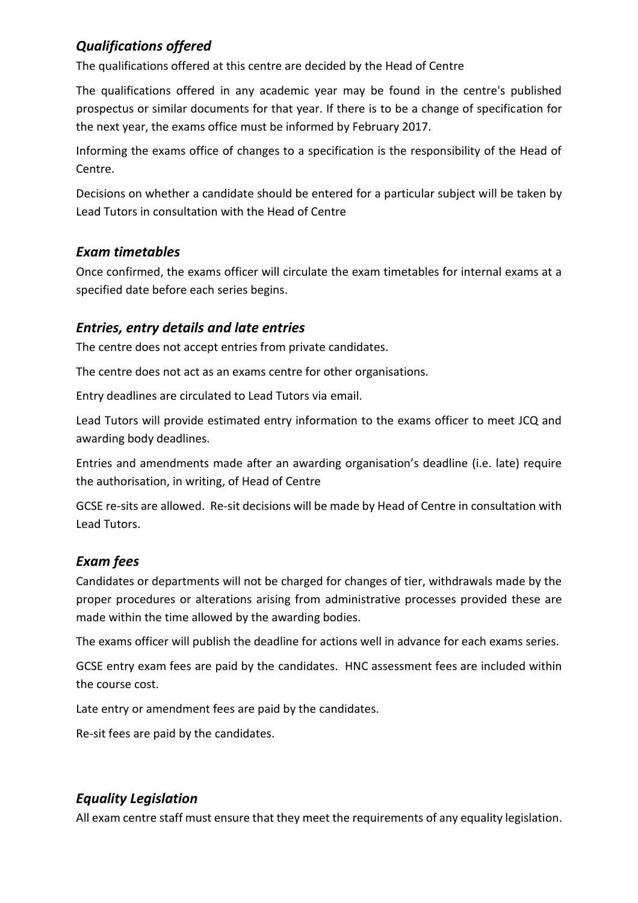### *Qualifications offered*

The qualifications offered at this centre are decided by the Head of Centre

The qualifications offered in any academic year may be found in the centre's published prospectus or similar documents for that year. If there is to be a change of specification for the next year, the exams office must be informed by February 2017.

Informing the exams office of changes to a specification is the responsibility of the Head of Centre.

Decisions on whether a candidate should be entered for a particular subject will be taken by Lead Tutors in consultation with the Head of Centre

### *Exam timetables*

Once confirmed, the exams officer will circulate the exam timetables for internal exams at a specified date before each series begins.

### *Entries, entry details and late entries*

The centre does not accept entries from private candidates.

The centre does not act as an exams centre for other organisations.

Entry deadlines are circulated to Lead Tutors via email.

Lead Tutors will provide estimated entry information to the exams officer to meet JCQ and awarding body deadlines.

Entries and amendments made after an awarding organisation's deadline (i.e. late) require the authorisation, in writing, of Head of Centre

GCSE re-sits are allowed. Re-sit decisions will be made by Head of Centre in consultation with Lead Tutors.

### *Exam fees*

Candidates or departments will not be charged for changes of tier, withdrawals made by the proper procedures or alterations arising from administrative processes provided these are made within the time allowed by the awarding bodies.

The exams officer will publish the deadline for actions well in advance for each exams series.

GCSE entry exam fees are paid by the candidates. HNC assessment fees are included within the course cost.

Late entry or amendment fees are paid by the candidates.

Re-sit fees are paid by the candidates.

### *Equality Legislation*

All exam centre staff must ensure that they meet the requirements of any equality legislation.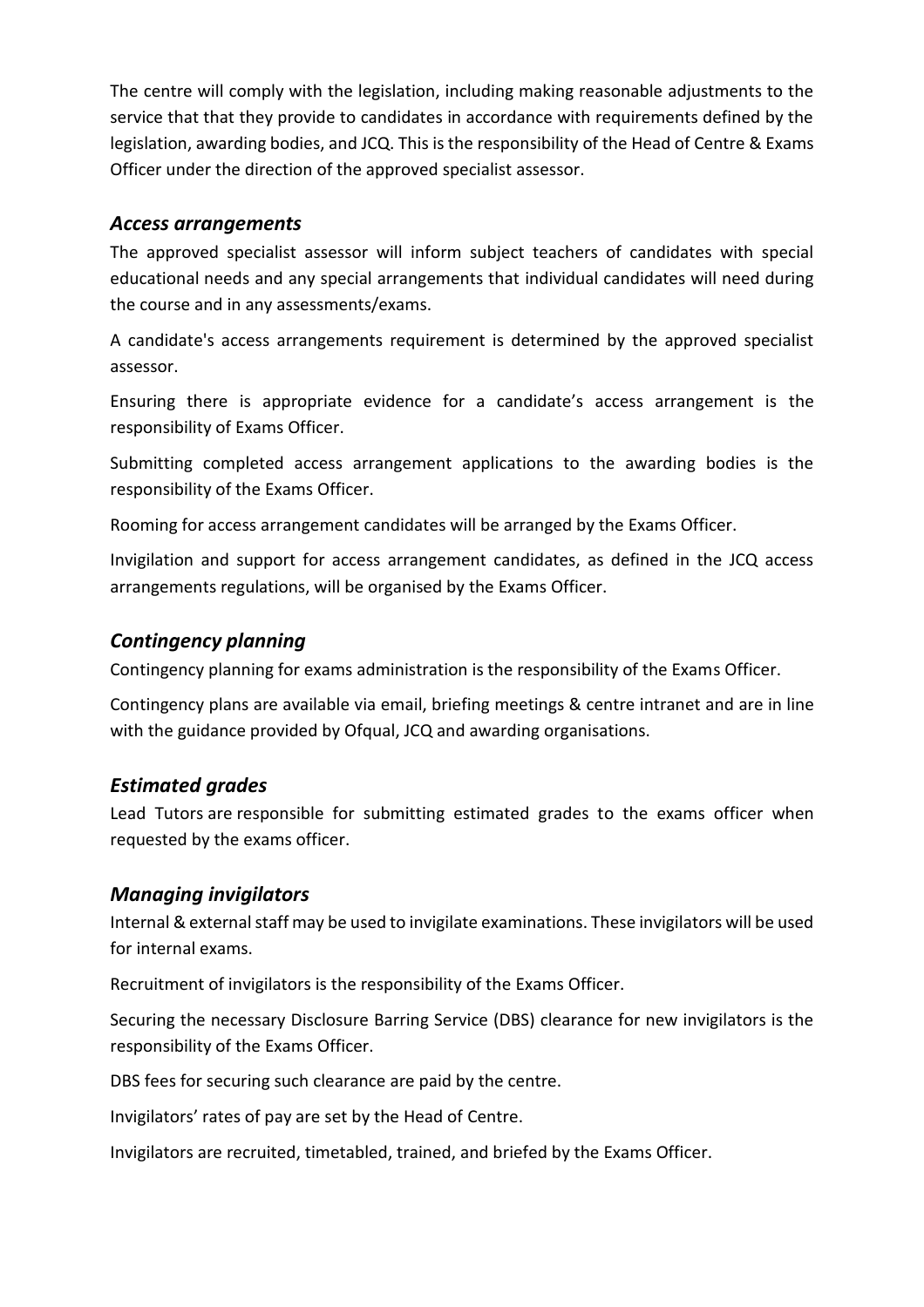The centre will comply with the legislation, including making reasonable adjustments to the service that that they provide to candidates in accordance with requirements defined by the legislation, awarding bodies, and JCQ. This is the responsibility of the Head of Centre & Exams Officer under the direction of the approved specialist assessor.

### *Access arrangements*

The approved specialist assessor will inform subject teachers of candidates with special educational needs and any special arrangements that individual candidates will need during the course and in any assessments/exams.

A candidate's access arrangements requirement is determined by the approved specialist assessor.

Ensuring there is appropriate evidence for a candidate's access arrangement is the responsibility of Exams Officer.

Submitting completed access arrangement applications to the awarding bodies is the responsibility of the Exams Officer.

Rooming for access arrangement candidates will be arranged by the Exams Officer.

Invigilation and support for access arrangement candidates, as defined in the JCQ access arrangements regulations, will be organised by the Exams Officer.

### *Contingency planning*

Contingency planning for exams administration is the responsibility of the Exams Officer.

Contingency plans are available via email, briefing meetings & centre intranet and are in line with the guidance provided by Ofqual, JCQ and awarding organisations.

### *Estimated grades*

Lead Tutors are responsible for submitting estimated grades to the exams officer when requested by the exams officer.

### *Managing invigilators*

Internal & external staff may be used to invigilate examinations. These invigilators will be used for internal exams.

Recruitment of invigilators is the responsibility of the Exams Officer.

Securing the necessary Disclosure Barring Service (DBS) clearance for new invigilators is the responsibility of the Exams Officer.

DBS fees for securing such clearance are paid by the centre.

Invigilators' rates of pay are set by the Head of Centre.

Invigilators are recruited, timetabled, trained, and briefed by the Exams Officer.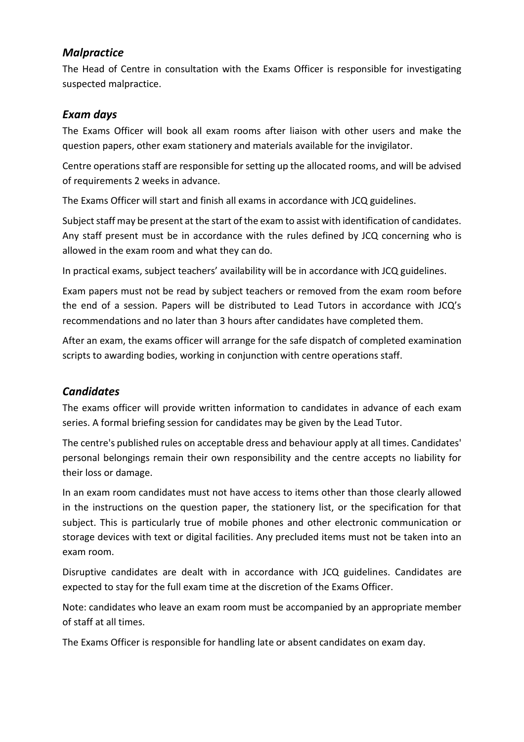## *Malpractice*

The Head of Centre in consultation with the Exams Officer is responsible for investigating suspected malpractice.

## *Exam days*

The Exams Officer will book all exam rooms after liaison with other users and make the question papers, other exam stationery and materials available for the invigilator.

Centre operations staff are responsible for setting up the allocated rooms, and will be advised of requirements 2 weeks in advance.

The Exams Officer will start and finish all exams in accordance with JCQ guidelines.

Subject staff may be present at the start of the exam to assist with identification of candidates. Any staff present must be in accordance with the rules defined by JCQ concerning who is allowed in the exam room and what they can do.

In practical exams, subject teachers' availability will be in accordance with JCQ guidelines.

Exam papers must not be read by subject teachers or removed from the exam room before the end of a session. Papers will be distributed to Lead Tutors in accordance with JCQ's recommendations and no later than 3 hours after candidates have completed them.

After an exam, the exams officer will arrange for the safe dispatch of completed examination scripts to awarding bodies, working in conjunction with centre operations staff.

## *Candidates*

The exams officer will provide written information to candidates in advance of each exam series. A formal briefing session for candidates may be given by the Lead Tutor.

The centre's published rules on acceptable dress and behaviour apply at all times. Candidates' personal belongings remain their own responsibility and the centre accepts no liability for their loss or damage.

In an exam room candidates must not have access to items other than those clearly allowed in the instructions on the question paper, the stationery list, or the specification for that subject. This is particularly true of mobile phones and other electronic communication or storage devices with text or digital facilities. Any precluded items must not be taken into an exam room.

Disruptive candidates are dealt with in accordance with JCQ guidelines. Candidates are expected to stay for the full exam time at the discretion of the Exams Officer.

Note: candidates who leave an exam room must be accompanied by an appropriate member of staff at all times.

The Exams Officer is responsible for handling late or absent candidates on exam day.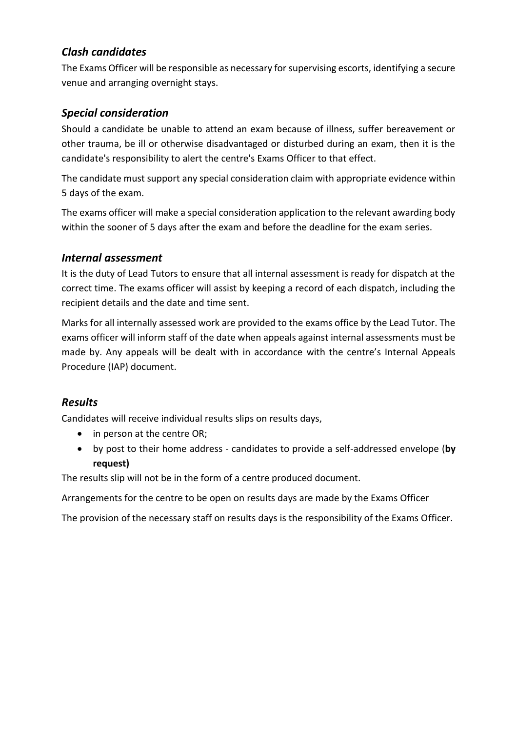## *Clash candidates*

The Exams Officer will be responsible as necessary for supervising escorts, identifying a secure venue and arranging overnight stays.

## *Special consideration*

Should a candidate be unable to attend an exam because of illness, suffer bereavement or other trauma, be ill or otherwise disadvantaged or disturbed during an exam, then it is the candidate's responsibility to alert the centre's Exams Officer to that effect.

The candidate must support any special consideration claim with appropriate evidence within 5 days of the exam.

The exams officer will make a special consideration application to the relevant awarding body within the sooner of 5 days after the exam and before the deadline for the exam series.

## *Internal assessment*

It is the duty of Lead Tutors to ensure that all internal assessment is ready for dispatch at the correct time. The exams officer will assist by keeping a record of each dispatch, including the recipient details and the date and time sent.

Marks for all internally assessed work are provided to the exams office by the Lead Tutor. The exams officer will inform staff of the date when appeals against internal assessments must be made by. Any appeals will be dealt with in accordance with the centre's Internal Appeals Procedure (IAP) document.

## *Results*

Candidates will receive individual results slips on results days,

- in person at the centre OR;
- by post to their home address - candidates to provide a self-addressed envelope (**by request)**

The results slip will not be in the form of a centre produced document.

Arrangements for the centre to be open on results days are made by the Exams Officer

The provision of the necessary staff on results days is the responsibility of the Exams Officer.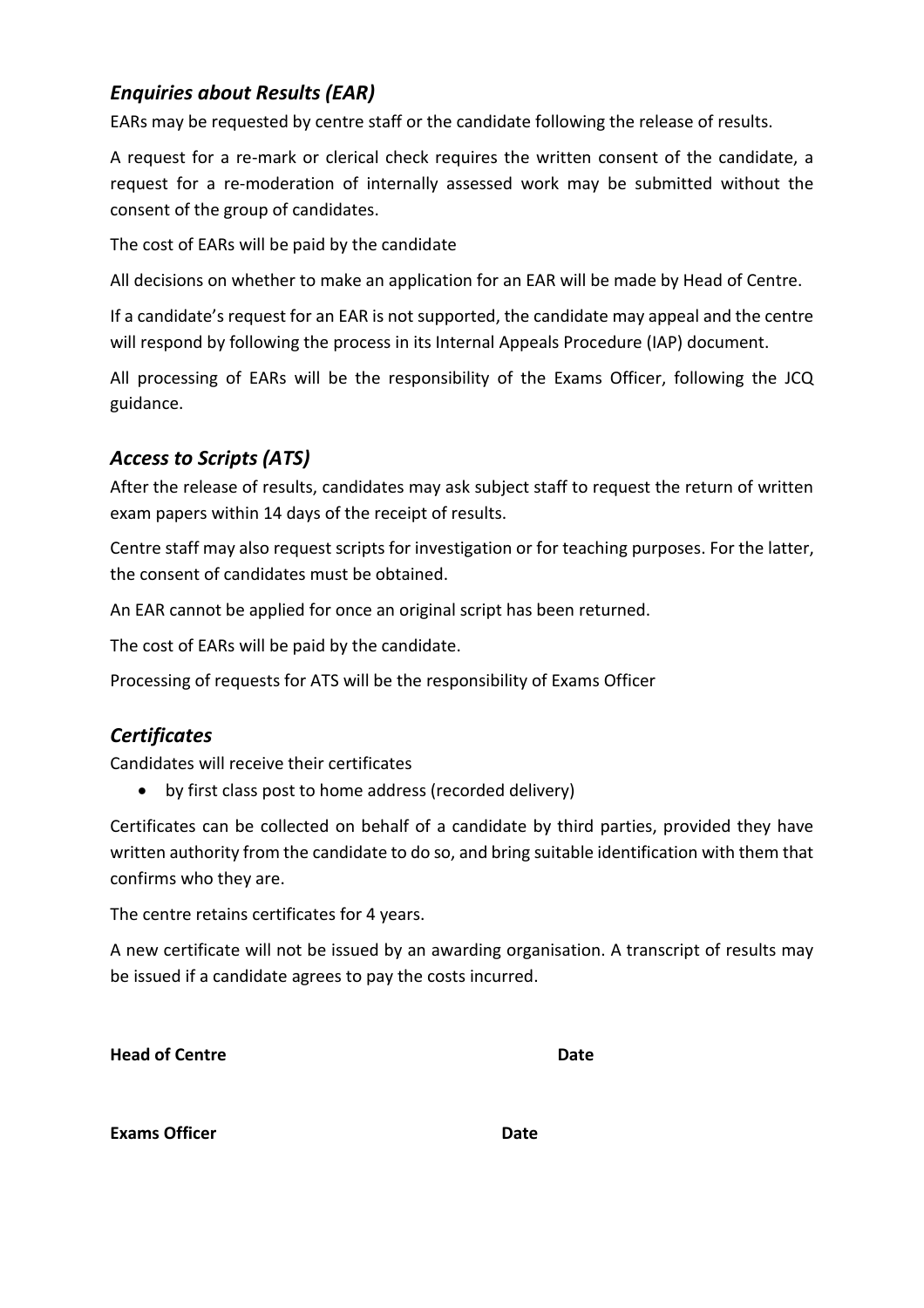## *Enquiries about Results (EAR)*

EARs may be requested by centre staff or the candidate following the release of results.

A request for a re-mark or clerical check requires the written consent of the candidate, a request for a re-moderation of internally assessed work may be submitted without the consent of the group of candidates.

The cost of EARs will be paid by the candidate

All decisions on whether to make an application for an EAR will be made by Head of Centre.

If a candidate's request for an EAR is not supported, the candidate may appeal and the centre will respond by following the process in its Internal Appeals Procedure (IAP) document.

All processing of EARs will be the responsibility of the Exams Officer, following the JCQ guidance.

## *Access to Scripts (ATS)*

After the release of results, candidates may ask subject staff to request the return of written exam papers within 14 days of the receipt of results.

Centre staff may also request scripts for investigation or for teaching purposes. For the latter, the consent of candidates must be obtained.

An EAR cannot be applied for once an original script has been returned.

The cost of EARs will be paid by the candidate.

Processing of requests for ATS will be the responsibility of Exams Officer

## *Certificates*

Candidates will receive their certificates

- by first class post to home address (recorded delivery)

Certificates can be collected on behalf of a candidate by third parties, provided they have written authority from the candidate to do so, and bring suitable identification with them that confirms who they are.

The centre retains certificates for 4 years.

A new certificate will not be issued by an awarding organisation. A transcript of results may be issued if a candidate agrees to pay the costs incurred.

**Head of Centre** **Date**

**Exams Officer** **Date**